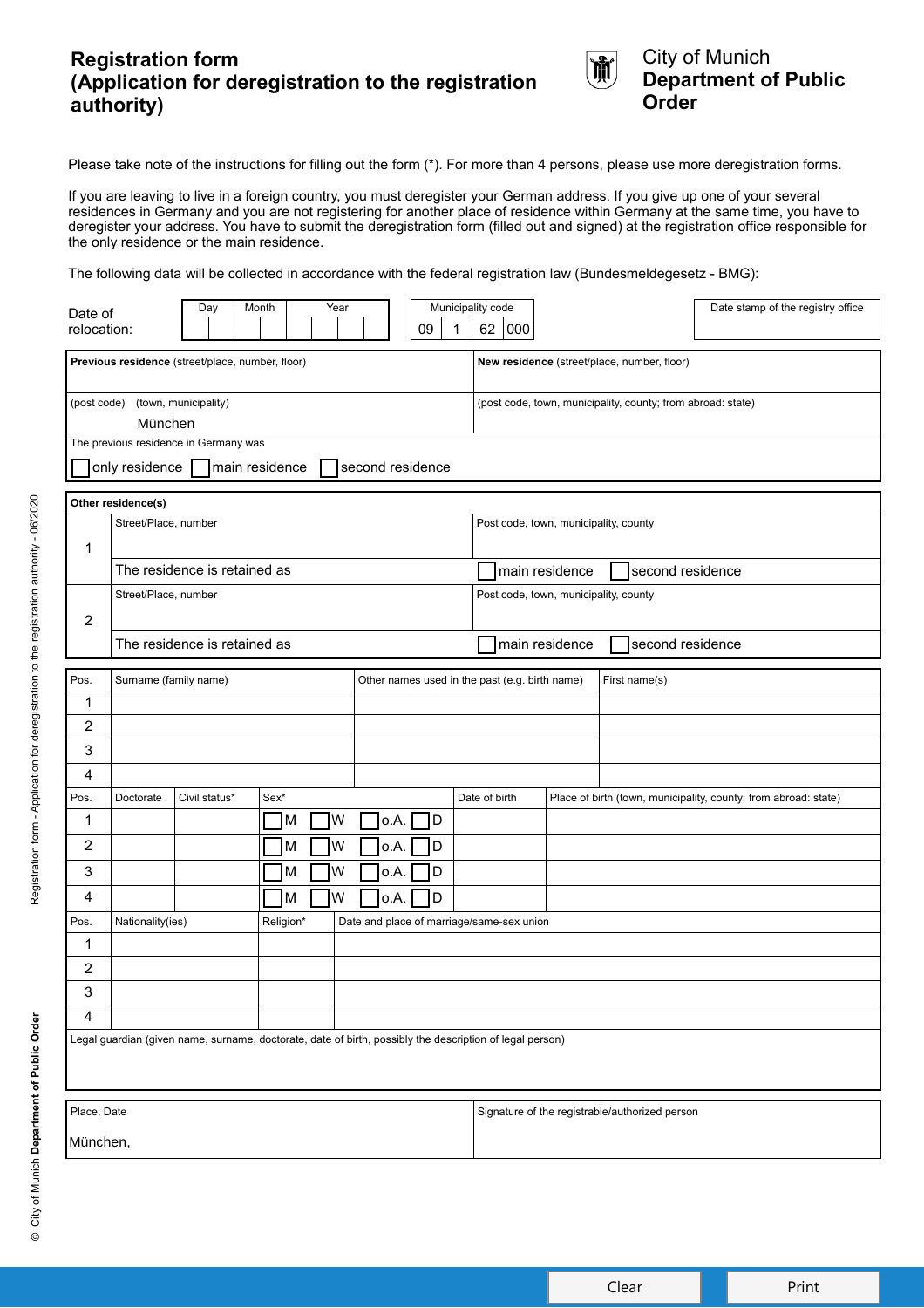# Registration form (Application for deregistration to the registration authority)

City of Munich
**Department of Public Order**

Please take note of the instructions for filling out the form (*). For more than 4 persons, please use more deregistration forms.

If you are leaving to live in a foreign country, you must deregister your German address. If you give up one of your several residences in Germany and you are not registering for another place of residence within Germany at the same time, you have to deregister your address. You have to submit the deregistration form (filled out and signed) at the registration office responsible for the only residence or the main residence.

The following data will be collected in accordance with the federal registration law (Bundesmeldegesetz - BMG):

| Date of relocation: | Day | Month | Year | Municipality code | Date stamp of the registry office |
|---|---|---|---|---|---|
| | | | | 09 1 62 000 | |

| **Previous residence** (street/place, number, floor) | **New residence** (street/place, number, floor) |
|---|---|
| | |
| (post code) (town, municipality) München | (post code, town, municipality, county; from abroad: state) |
| The previous residence in Germany was ☐ only residence ☐ main residence ☐ second residence | |

| **Other residence(s)** | | |
|---|---|---|
| 1 | Street/Place, number | Post code, town, municipality, county |
| | The residence is retained as | ☐ main residence ☐ second residence |
| 2 | Street/Place, number | Post code, town, municipality, county |
| | The residence is retained as | ☐ main residence ☐ second residence |

| Pos. | Surname (family name) | Other names used in the past (e.g. birth name) | First name(s) |
|---|---|---|---|
| 1 | | | |
| 2 | | | |
| 3 | | | |
| 4 | | | |

| Pos. | Doctorate | Civil status* | Sex* | Date of birth | Place of birth (town, municipality, county; from abroad: state) |
|---|---|---|---|---|---|
| 1 | | | ☐ M ☐ W ☐ o.A. ☐ D | | |
| 2 | | | ☐ M ☐ W ☐ o.A. ☐ D | | |
| 3 | | | ☐ M ☐ W ☐ o.A. ☐ D | | |
| 4 | | | ☐ M ☐ W ☐ o.A. ☐ D | | |

| Pos. | Nationality(ies) | Religion* | Date and place of marriage/same-sex union |
|---|---|---|---|
| 1 | | | |
| 2 | | | |
| 3 | | | |
| 4 | | | |

Legal guardian (given name, surname, doctorate, date of birth, possibly the description of legal person)

| Place, Date | Signature of the registrable/authorized person |
|---|---|
| München, | |

Registration form - Application for deregistration to the registration authority - 06/2020

© City of Munich **Department of Public Order**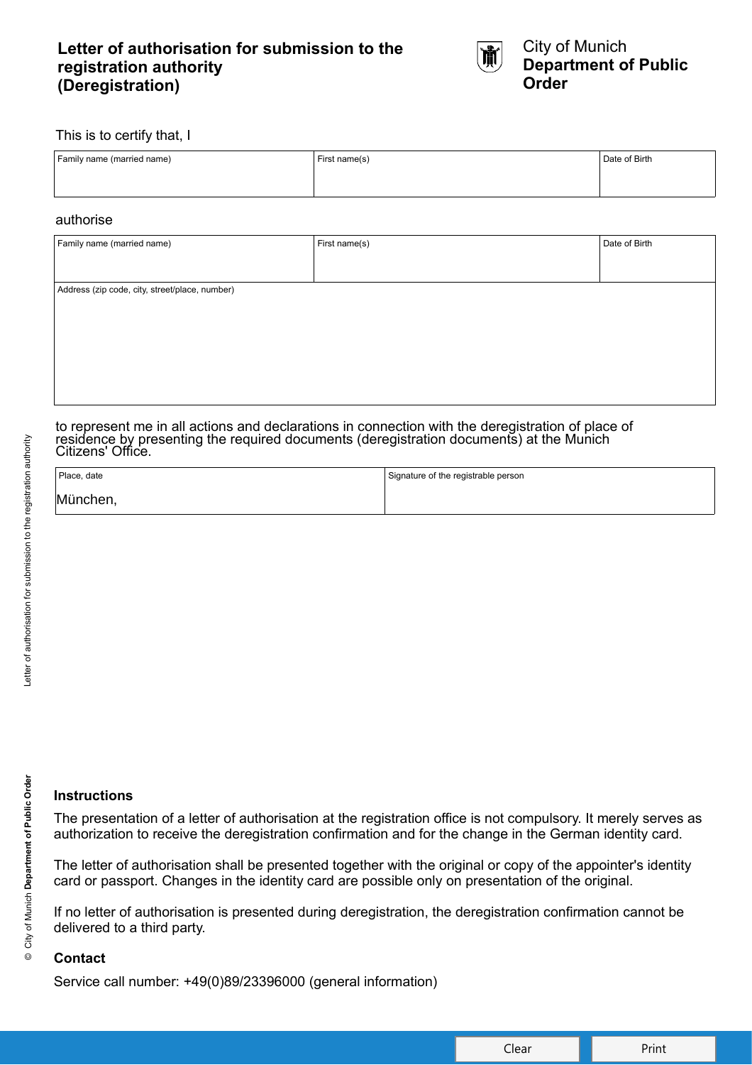# Letter of authorisation for submission to the registration authority (Deregistration)

City of Munich
**Department of Public Order**

This is to certify that, I

| Family name (married name) | First name(s) | Date of Birth |
| --- | --- | --- |
| | | |

authorise

| Family name (married name) | First name(s) | Date of Birth |
| --- | --- | --- |
| | | |
| Address (zip code, city, street/place, number) | | |

to represent me in all actions and declarations in connection with the deregistration of place of residence by presenting the required documents (deregistration documents) at the Munich Citizens' Office.

| Place, date | Signature of the registrable person |
| --- | --- |
| München, | |

### Instructions

The presentation of a letter of authorisation at the registration office is not compulsory. It merely serves as authorization to receive the deregistration confirmation and for the change in the German identity card.

The letter of authorisation shall be presented together with the original or copy of the appointer's identity card or passport. Changes in the identity card are possible only on presentation of the original.

If no letter of authorisation is presented during deregistration, the deregistration confirmation cannot be delivered to a third party.

### Contact

Service call number: +49(0)89/23396000 (general information)

Clear | Print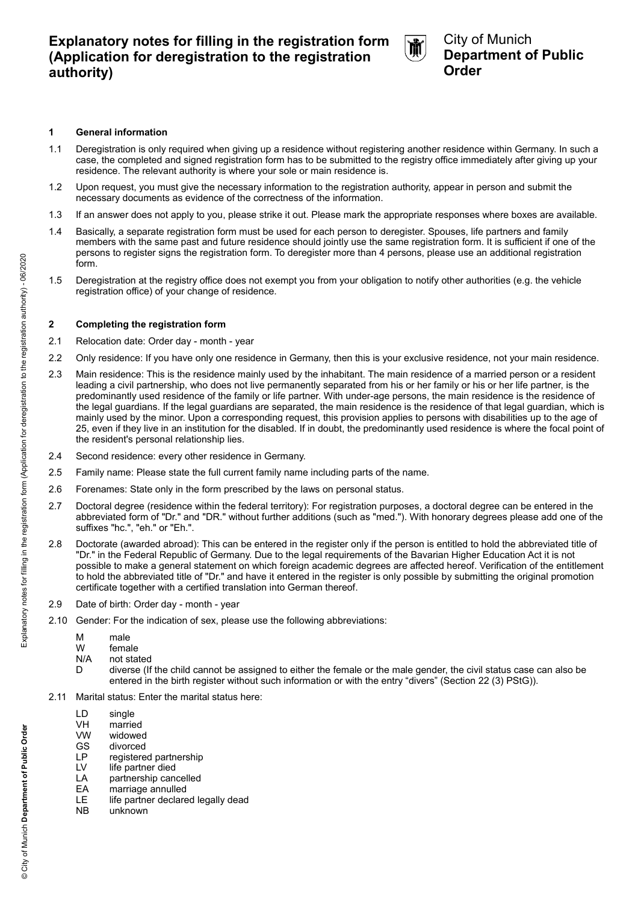# Explanatory notes for filling in the registration form (Application for deregistration to the registration authority)

City of Munich
**Department of Public Order**

## 1 General information

1.1 Deregistration is only required when giving up a residence without registering another residence within Germany. In such a case, the completed and signed registration form has to be submitted to the registry office immediately after giving up your residence. The relevant authority is where your sole or main residence is.

1.2 Upon request, you must give the necessary information to the registration authority, appear in person and submit the necessary documents as evidence of the correctness of the information.

1.3 If an answer does not apply to you, please strike it out. Please mark the appropriate responses where boxes are available.

1.4 Basically, a separate registration form must be used for each person to deregister. Spouses, life partners and family members with the same past and future residence should jointly use the same registration form. It is sufficient if one of the persons to register signs the registration form. To deregister more than 4 persons, please use an additional registration form.

1.5 Deregistration at the registry office does not exempt you from your obligation to notify other authorities (e.g. the vehicle registration office) of your change of residence.

## 2 Completing the registration form

2.1 Relocation date: Order day - month - year

2.2 Only residence: If you have only one residence in Germany, then this is your exclusive residence, not your main residence.

2.3 Main residence: This is the residence mainly used by the inhabitant. The main residence of a married person or a resident leading a civil partnership, who does not live permanently separated from his or her family or his or her life partner, is the predominantly used residence of the family or life partner. With under-age persons, the main residence is the residence of the legal guardians. If the legal guardians are separated, the main residence is the residence of that legal guardian, which is mainly used by the minor. Upon a corresponding request, this provision applies to persons with disabilities up to the age of 25, even if they live in an institution for the disabled. If in doubt, the predominantly used residence is where the focal point of the resident's personal relationship lies.

2.4 Second residence: every other residence in Germany.

2.5 Family name: Please state the full current family name including parts of the name.

2.6 Forenames: State only in the form prescribed by the laws on personal status.

2.7 Doctoral degree (residence within the federal territory): For registration purposes, a doctoral degree can be entered in the abbreviated form of "Dr." and "DR." without further additions (such as "med."). With honorary degrees please add one of the suffixes "hc.", "eh." or "Eh.".

2.8 Doctorate (awarded abroad): This can be entered in the register only if the person is entitled to hold the abbreviated title of "Dr." in the Federal Republic of Germany. Due to the legal requirements of the Bavarian Higher Education Act it is not possible to make a general statement on which foreign academic degrees are affected hereof. Verification of the entitlement to hold the abbreviated title of "Dr." and have it entered in the register is only possible by submitting the original promotion certificate together with a certified translation into German thereof.

2.9 Date of birth: Order day - month - year

2.10 Gender: For the indication of sex, please use the following abbreviations:

- M male
- W female
- N/A not stated
- D diverse (If the child cannot be assigned to either the female or the male gender, the civil status case can also be entered in the birth register without such information or with the entry "divers" (Section 22 (3) PStG)).

2.11 Marital status: Enter the marital status here:

- LD single
- VH married
- VW widowed
- GS divorced
- LP registered partnership
- LV life partner died
- LA partnership cancelled
- EA marriage annulled
- LE life partner declared legally dead
- NB unknown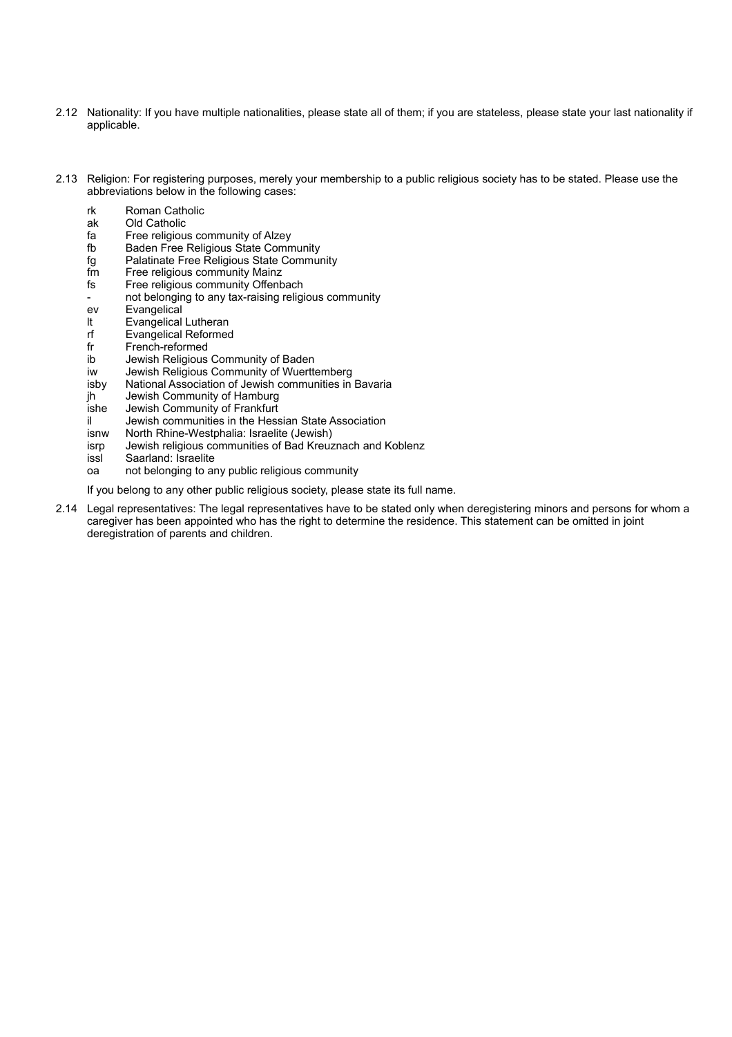2.12 Nationality: If you have multiple nationalities, please state all of them; if you are stateless, please state your last nationality if applicable.

2.13 Religion: For registering purposes, merely your membership to a public religious society has to be stated. Please use the abbreviations below in the following cases:

| | |
|---|---|
| rk | Roman Catholic |
| ak | Old Catholic |
| fa | Free religious community of Alzey |
| fb | Baden Free Religious State Community |
| fg | Palatinate Free Religious State Community |
| fm | Free religious community Mainz |
| fs | Free religious community Offenbach |
| - | not belonging to any tax-raising religious community |
| ev | Evangelical |
| lt | Evangelical Lutheran |
| rf | Evangelical Reformed |
| fr | French-reformed |
| ib | Jewish Religious Community of Baden |
| iw | Jewish Religious Community of Wuerttemberg |
| isby | National Association of Jewish communities in Bavaria |
| jh | Jewish Community of Hamburg |
| ishe | Jewish Community of Frankfurt |
| il | Jewish communities in the Hessian State Association |
| isnw | North Rhine-Westphalia: Israelite (Jewish) |
| isrp | Jewish religious communities of Bad Kreuznach and Koblenz |
| issl | Saarland: Israelite |
| oa | not belonging to any public religious community |

If you belong to any other public religious society, please state its full name.

2.14 Legal representatives: The legal representatives have to be stated only when deregistering minors and persons for whom a caregiver has been appointed who has the right to determine the residence. This statement can be omitted in joint deregistration of parents and children.